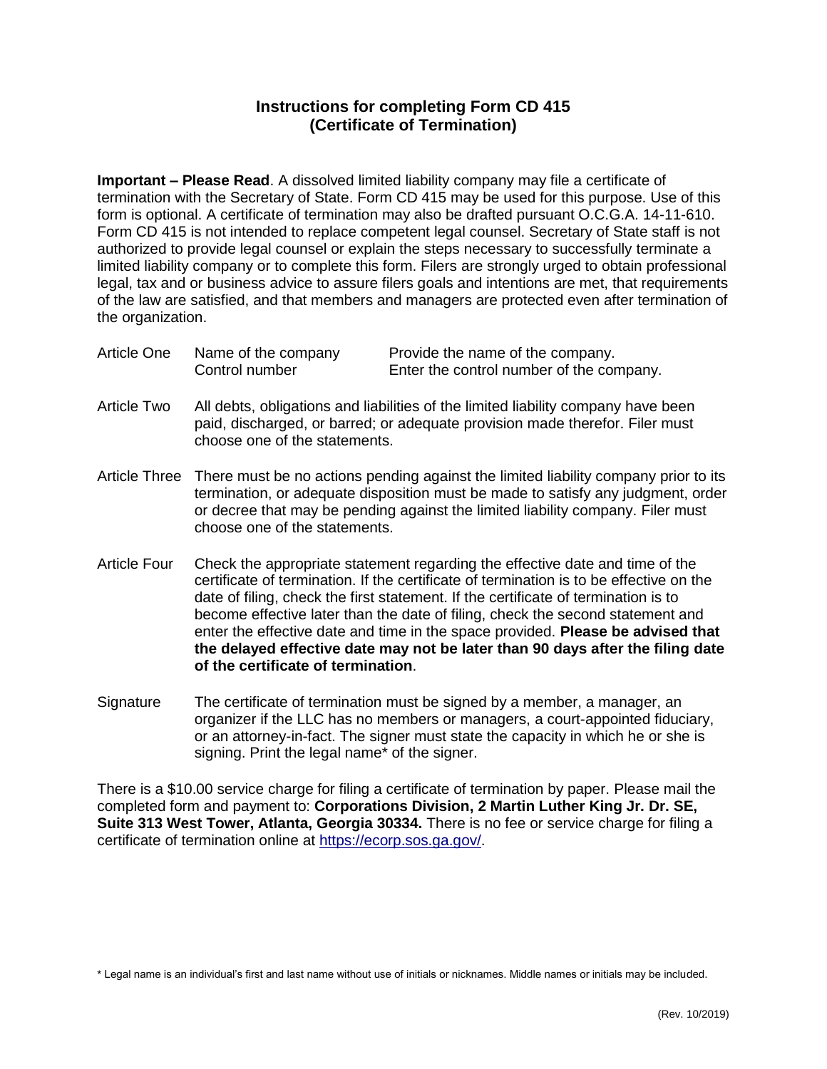# Instructions for completing Form CD 415 (Certificate of Termination)

**Important – Please Read**. A dissolved limited liability company may file a certificate of termination with the Secretary of State. Form CD 415 may be used for this purpose. Use of this form is optional. A certificate of termination may also be drafted pursuant O.C.G.A. 14-11-610. Form CD 415 is not intended to replace competent legal counsel. Secretary of State staff is not authorized to provide legal counsel or explain the steps necessary to successfully terminate a limited liability company or to complete this form. Filers are strongly urged to obtain professional legal, tax and or business advice to assure filers goals and intentions are met, that requirements of the law are satisfied, and that members and managers are protected even after termination of the organization.

| | | |
|---|---|---|
| Article One | Name of the company | Provide the name of the company. |
| | Control number | Enter the control number of the company. |

Article Two — All debts, obligations and liabilities of the limited liability company have been paid, discharged, or barred; or adequate provision made therefor. Filer must choose one of the statements.

Article Three — There must be no actions pending against the limited liability company prior to its termination, or adequate disposition must be made to satisfy any judgment, order or decree that may be pending against the limited liability company. Filer must choose one of the statements.

Article Four — Check the appropriate statement regarding the effective date and time of the certificate of termination. If the certificate of termination is to be effective on the date of filing, check the first statement. If the certificate of termination is to become effective later than the date of filing, check the second statement and enter the effective date and time in the space provided. **Please be advised that the delayed effective date may not be later than 90 days after the filing date of the certificate of termination**.

Signature — The certificate of termination must be signed by a member, a manager, an organizer if the LLC has no members or managers, a court-appointed fiduciary, or an attorney-in-fact. The signer must state the capacity in which he or she is signing. Print the legal name* of the signer.

There is a $10.00 service charge for filing a certificate of termination by paper. Please mail the completed form and payment to: **Corporations Division, 2 Martin Luther King Jr. Dr. SE, Suite 313 West Tower, Atlanta, Georgia 30334.** There is no fee or service charge for filing a certificate of termination online at https://ecorp.sos.ga.gov/.

\* Legal name is an individual's first and last name without use of initials or nicknames. Middle names or initials may be included.

(Rev. 10/2019)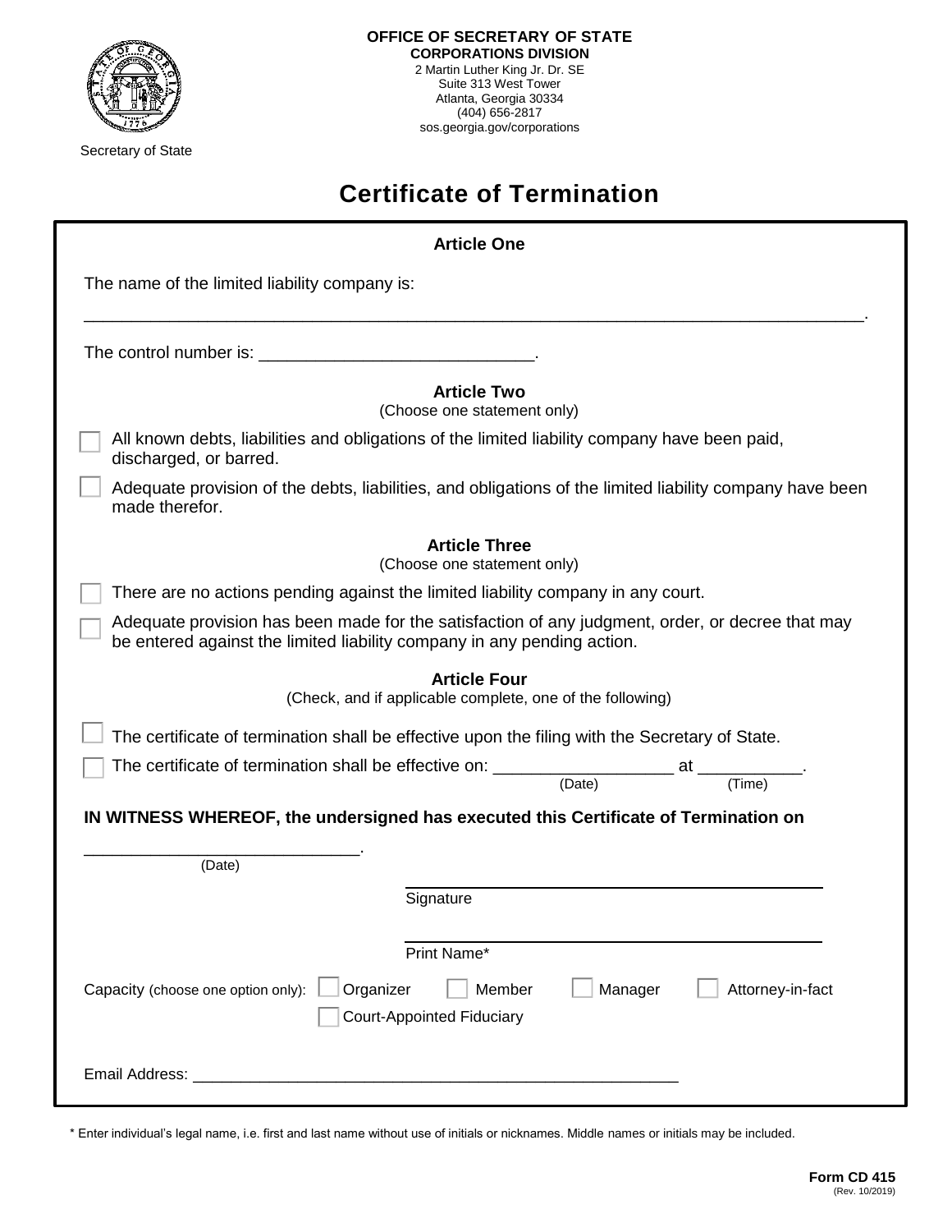**OFFICE OF SECRETARY OF STATE**
**CORPORATIONS DIVISION**
2 Martin Luther King Jr. Dr. SE
Suite 313 West Tower
Atlanta, Georgia 30334
(404) 656-2817
sos.georgia.gov/corporations

Secretary of State

# Certificate of Termination

### Article One

The name of the limited liability company is:

\_\_\_\_\_\_\_\_\_\_\_\_\_\_\_\_\_\_\_\_\_\_\_\_\_\_\_\_\_\_\_\_\_\_\_\_\_\_\_\_\_\_\_\_\_\_\_\_\_\_\_\_\_\_\_\_\_\_\_\_\_\_\_\_\_\_\_\_\_\_\_\_.

The control number is: \_\_\_\_\_\_\_\_\_\_\_\_\_\_\_\_\_\_\_\_\_\_\_\_\_\_\_\_.

### Article Two
(Choose one statement only)

☐ All known debts, liabilities and obligations of the limited liability company have been paid, discharged, or barred.

☐ Adequate provision of the debts, liabilities, and obligations of the limited liability company have been made therefor.

### Article Three
(Choose one statement only)

☐ There are no actions pending against the limited liability company in any court.

☐ Adequate provision has been made for the satisfaction of any judgment, order, or decree that may be entered against the limited liability company in any pending action.

### Article Four
(Check, and if applicable complete, one of the following)

☐ The certificate of termination shall be effective upon the filing with the Secretary of State.

☐ The certificate of termination shall be effective on: \_\_\_\_\_\_\_\_\_\_\_\_\_\_\_\_\_\_ (Date) at \_\_\_\_\_\_\_\_\_\_ (Time).

**IN WITNESS WHEREOF, the undersigned has executed this Certificate of Termination on**

\_\_\_\_\_\_\_\_\_\_\_\_\_\_\_\_\_\_\_\_\_\_\_\_\_\_\_\_.
(Date)

\_\_\_\_\_\_\_\_\_\_\_\_\_\_\_\_\_\_\_\_\_\_\_\_\_\_\_\_\_\_\_\_\_\_\_\_\_\_\_\_
Signature

\_\_\_\_\_\_\_\_\_\_\_\_\_\_\_\_\_\_\_\_\_\_\_\_\_\_\_\_\_\_\_\_\_\_\_\_\_\_\_\_
Print Name*

Capacity (choose one option only): ☐ Organizer ☐ Member ☐ Manager ☐ Attorney-in-fact ☐ Court-Appointed Fiduciary

Email Address: \_\_\_\_\_\_\_\_\_\_\_\_\_\_\_\_\_\_\_\_\_\_\_\_\_\_\_\_\_\_\_\_\_\_\_\_\_\_\_\_\_\_\_\_\_\_\_\_\_\_\_\_

* Enter individual's legal name, i.e. first and last name without use of initials or nicknames. Middle names or initials may be included.

**Form CD 415**
(Rev. 10/2019)